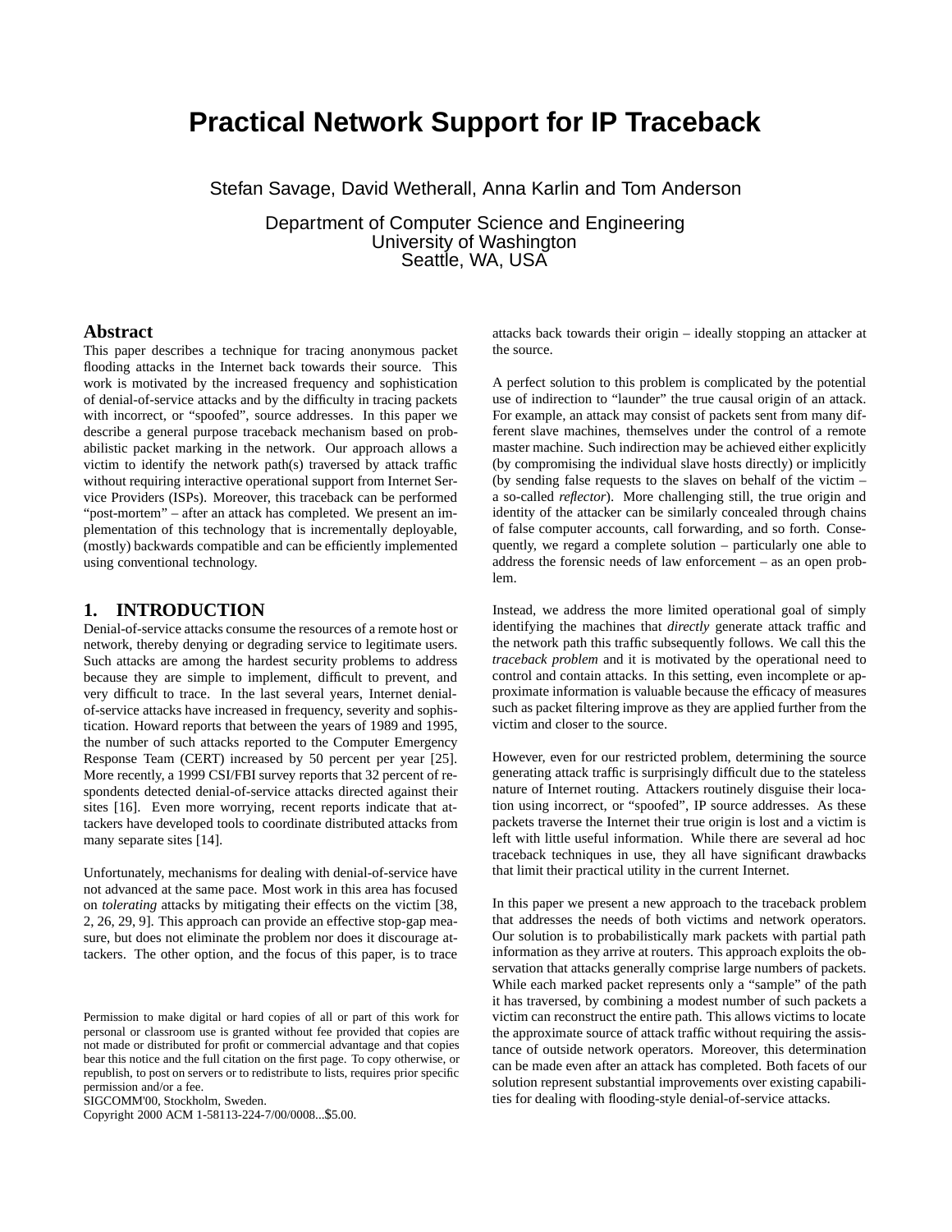# Practical Network Support for IP Traceback

Stefan Savage, David Wetherall, Anna Karlin and Tom Anderson

Department of Computer Science and Engineering
University of Washington
Seattle, WA, USA

## Abstract

This paper describes a technique for tracing anonymous packet flooding attacks in the Internet back towards their source. This work is motivated by the increased frequency and sophistication of denial-of-service attacks and by the difficulty in tracing packets with incorrect, or "spoofed", source addresses. In this paper we describe a general purpose traceback mechanism based on probabilistic packet marking in the network. Our approach allows a victim to identify the network path(s) traversed by attack traffic without requiring interactive operational support from Internet Service Providers (ISPs). Moreover, this traceback can be performed "post-mortem" – after an attack has completed. We present an implementation of this technology that is incrementally deployable, (mostly) backwards compatible and can be efficiently implemented using conventional technology.

## 1. INTRODUCTION

Denial-of-service attacks consume the resources of a remote host or network, thereby denying or degrading service to legitimate users. Such attacks are among the hardest security problems to address because they are simple to implement, difficult to prevent, and very difficult to trace. In the last several years, Internet denial-of-service attacks have increased in frequency, severity and sophistication. Howard reports that between the years of 1989 and 1995, the number of such attacks reported to the Computer Emergency Response Team (CERT) increased by 50 percent per year [25]. More recently, a 1999 CSI/FBI survey reports that 32 percent of respondents detected denial-of-service attacks directed against their sites [16]. Even more worrying, recent reports indicate that attackers have developed tools to coordinate distributed attacks from many separate sites [14].

Unfortunately, mechanisms for dealing with denial-of-service have not advanced at the same pace. Most work in this area has focused on *tolerating* attacks by mitigating their effects on the victim [38, 2, 26, 29, 9]. This approach can provide an effective stop-gap measure, but does not eliminate the problem nor does it discourage attackers. The other option, and the focus of this paper, is to trace attacks back towards their origin – ideally stopping an attacker at the source.

A perfect solution to this problem is complicated by the potential use of indirection to "launder" the true causal origin of an attack. For example, an attack may consist of packets sent from many different slave machines, themselves under the control of a remote master machine. Such indirection may be achieved either explicitly (by compromising the individual slave hosts directly) or implicitly (by sending false requests to the slaves on behalf of the victim – a so-called *reflector*). More challenging still, the true origin and identity of the attacker can be similarly concealed through chains of false computer accounts, call forwarding, and so forth. Consequently, we regard a complete solution – particularly one able to address the forensic needs of law enforcement – as an open problem.

Instead, we address the more limited operational goal of simply identifying the machines that *directly* generate attack traffic and the network path this traffic subsequently follows. We call this the *traceback problem* and it is motivated by the operational need to control and contain attacks. In this setting, even incomplete or approximate information is valuable because the efficacy of measures such as packet filtering improve as they are applied further from the victim and closer to the source.

However, even for our restricted problem, determining the source generating attack traffic is surprisingly difficult due to the stateless nature of Internet routing. Attackers routinely disguise their location using incorrect, or "spoofed", IP source addresses. As these packets traverse the Internet their true origin is lost and a victim is left with little useful information. While there are several ad hoc traceback techniques in use, they all have significant drawbacks that limit their practical utility in the current Internet.

In this paper we present a new approach to the traceback problem that addresses the needs of both victims and network operators. Our solution is to probabilistically mark packets with partial path information as they arrive at routers. This approach exploits the observation that attacks generally comprise large numbers of packets. While each marked packet represents only a "sample" of the path it has traversed, by combining a modest number of such packets a victim can reconstruct the entire path. This allows victims to locate the approximate source of attack traffic without requiring the assistance of outside network operators. Moreover, this determination can be made even after an attack has completed. Both facets of our solution represent substantial improvements over existing capabilities for dealing with flooding-style denial-of-service attacks.

Permission to make digital or hard copies of all or part of this work for personal or classroom use is granted without fee provided that copies are not made or distributed for profit or commercial advantage and that copies bear this notice and the full citation on the first page. To copy otherwise, or republish, to post on servers or to redistribute to lists, requires prior specific permission and/or a fee.
SIGCOMM'00, Stockholm, Sweden.
Copyright 2000 ACM 1-58113-224-7/00/0008...$5.00.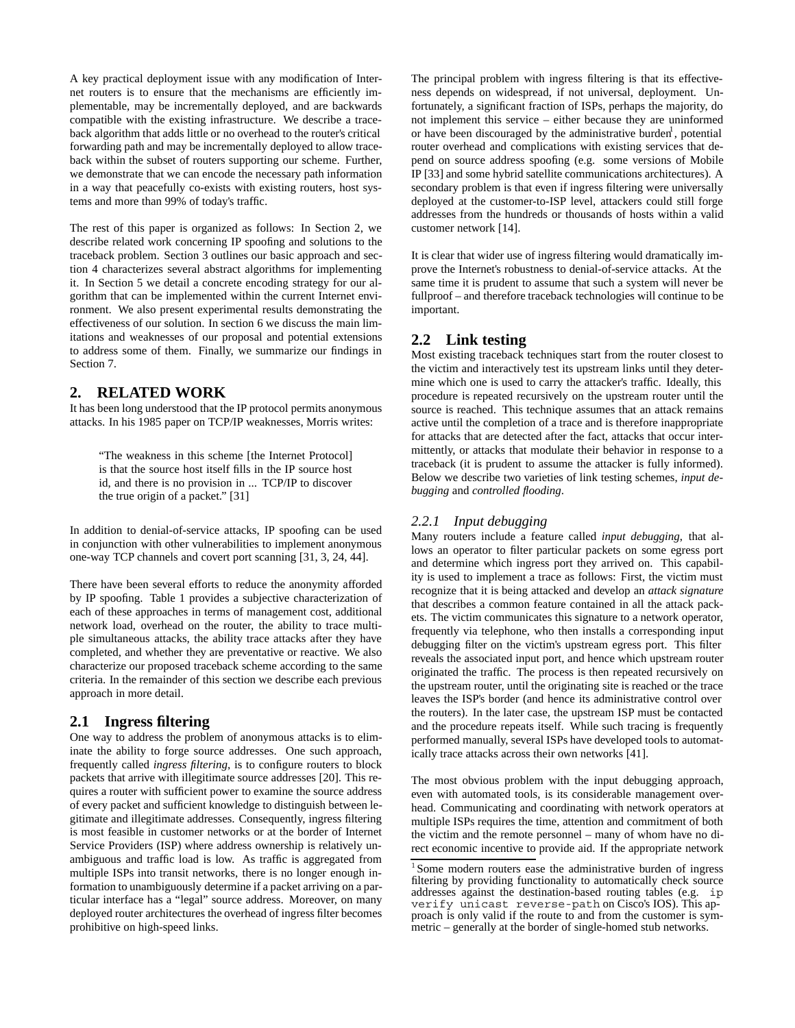A key practical deployment issue with any modification of Internet routers is to ensure that the mechanisms are efficiently implementable, may be incrementally deployed, and are backwards compatible with the existing infrastructure. We describe a traceback algorithm that adds little or no overhead to the router's critical forwarding path and may be incrementally deployed to allow traceback within the subset of routers supporting our scheme. Further, we demonstrate that we can encode the necessary path information in a way that peacefully co-exists with existing routers, host systems and more than 99% of today's traffic.

The rest of this paper is organized as follows: In Section 2, we describe related work concerning IP spoofing and solutions to the traceback problem. Section 3 outlines our basic approach and section 4 characterizes several abstract algorithms for implementing it. In Section 5 we detail a concrete encoding strategy for our algorithm that can be implemented within the current Internet environment. We also present experimental results demonstrating the effectiveness of our solution. In section 6 we discuss the main limitations and weaknesses of our proposal and potential extensions to address some of them. Finally, we summarize our findings in Section 7.

## 2. RELATED WORK

It has been long understood that the IP protocol permits anonymous attacks. In his 1985 paper on TCP/IP weaknesses, Morris writes:

> "The weakness in this scheme [the Internet Protocol] is that the source host itself fills in the IP source host id, and there is no provision in ... TCP/IP to discover the true origin of a packet." [31]

In addition to denial-of-service attacks, IP spoofing can be used in conjunction with other vulnerabilities to implement anonymous one-way TCP channels and covert port scanning [31, 3, 24, 44].

There have been several efforts to reduce the anonymity afforded by IP spoofing. Table 1 provides a subjective characterization of each of these approaches in terms of management cost, additional network load, overhead on the router, the ability to trace multiple simultaneous attacks, the ability trace attacks after they have completed, and whether they are preventative or reactive. We also characterize our proposed traceback scheme according to the same criteria. In the remainder of this section we describe each previous approach in more detail.

### 2.1 Ingress filtering

One way to address the problem of anonymous attacks is to eliminate the ability to forge source addresses. One such approach, frequently called *ingress filtering*, is to configure routers to block packets that arrive with illegitimate source addresses [20]. This requires a router with sufficient power to examine the source address of every packet and sufficient knowledge to distinguish between legitimate and illegitimate addresses. Consequently, ingress filtering is most feasible in customer networks or at the border of Internet Service Providers (ISP) where address ownership is relatively unambiguous and traffic load is low. As traffic is aggregated from multiple ISPs into transit networks, there is no longer enough information to unambiguously determine if a packet arriving on a particular interface has a "legal" source address. Moreover, on many deployed router architectures the overhead of ingress filter becomes prohibitive on high-speed links.

The principal problem with ingress filtering is that its effectiveness depends on widespread, if not universal, deployment. Unfortunately, a significant fraction of ISPs, perhaps the majority, do not implement this service – either because they are uninformed or have been discouraged by the administrative burden[1], potential router overhead and complications with existing services that depend on source address spoofing (e.g. some versions of Mobile IP [33] and some hybrid satellite communications architectures). A secondary problem is that even if ingress filtering were universally deployed at the customer-to-ISP level, attackers could still forge addresses from the hundreds or thousands of hosts within a valid customer network [14].

It is clear that wider use of ingress filtering would dramatically improve the Internet's robustness to denial-of-service attacks. At the same time it is prudent to assume that such a system will never be fullproof – and therefore traceback technologies will continue to be important.

### 2.2 Link testing

Most existing traceback techniques start from the router closest to the victim and interactively test its upstream links until they determine which one is used to carry the attacker's traffic. Ideally, this procedure is repeated recursively on the upstream router until the source is reached. This technique assumes that an attack remains active until the completion of a trace and is therefore inappropriate for attacks that are detected after the fact, attacks that occur intermittently, or attacks that modulate their behavior in response to a traceback (it is prudent to assume the attacker is fully informed). Below we describe two varieties of link testing schemes, *input debugging* and *controlled flooding*.

#### 2.2.1 Input debugging

Many routers include a feature called *input debugging*, that allows an operator to filter particular packets on some egress port and determine which ingress port they arrived on. This capability is used to implement a trace as follows: First, the victim must recognize that it is being attacked and develop an *attack signature* that describes a common feature contained in all the attack packets. The victim communicates this signature to a network operator, frequently via telephone, who then installs a corresponding input debugging filter on the victim's upstream egress port. This filter reveals the associated input port, and hence which upstream router originated the traffic. The process is then repeated recursively on the upstream router, until the originating site is reached or the trace leaves the ISP's border (and hence its administrative control over the routers). In the later case, the upstream ISP must be contacted and the procedure repeats itself. While such tracing is frequently performed manually, several ISPs have developed tools to automatically trace attacks across their own networks [41].

The most obvious problem with the input debugging approach, even with automated tools, is its considerable management overhead. Communicating and coordinating with network operators at multiple ISPs requires the time, attention and commitment of both the victim and the remote personnel – many of whom have no direct economic incentive to provide aid. If the appropriate network

[1] Some modern routers ease the administrative burden of ingress filtering by providing functionality to automatically check source addresses against the destination-based routing tables (e.g. `ip verify unicast reverse-path` on Cisco's IOS). This approach is only valid if the route to and from the customer is symmetric – generally at the border of single-homed stub networks.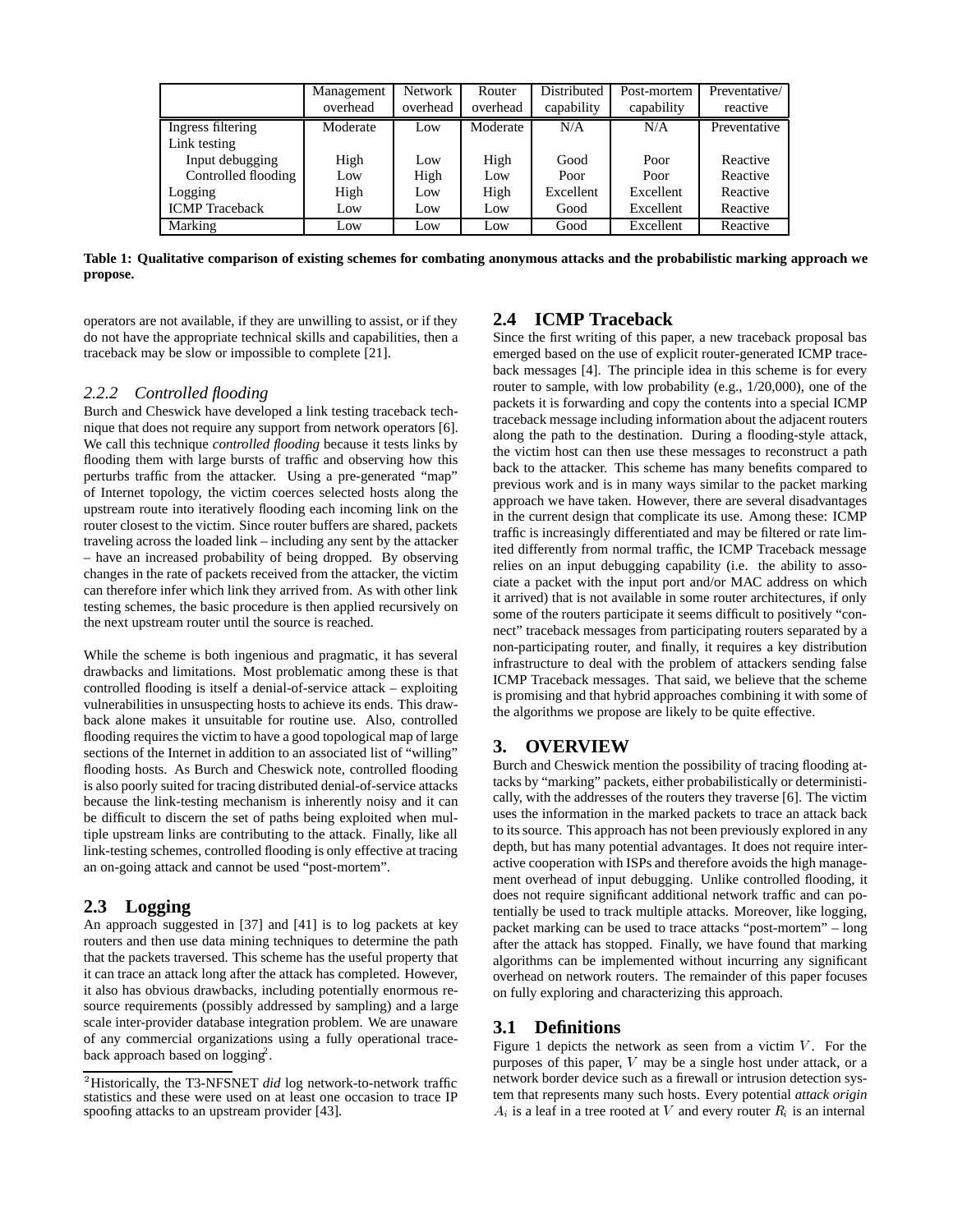| | Management overhead | Network overhead | Router overhead | Distributed capability | Post-mortem capability | Preventative/ reactive |
|---|---|---|---|---|---|---|
| Ingress filtering | Moderate | Low | Moderate | N/A | N/A | Preventative |
| Link testing | | | | | | |
| Input debugging | High | Low | High | Good | Poor | Reactive |
| Controlled flooding | Low | High | Low | Poor | Poor | Reactive |
| Logging | High | Low | High | Excellent | Excellent | Reactive |
| ICMP Traceback | Low | Low | Low | Good | Excellent | Reactive |
| Marking | Low | Low | Low | Good | Excellent | Reactive |

**Table 1: Qualitative comparison of existing schemes for combating anonymous attacks and the probabilistic marking approach we propose.**

operators are not available, if they are unwilling to assist, or if they do not have the appropriate technical skills and capabilities, then a traceback may be slow or impossible to complete [21].

### 2.2.2 Controlled flooding

Burch and Cheswick have developed a link testing traceback technique that does not require any support from network operators [6]. We call this technique *controlled flooding* because it tests links by flooding them with large bursts of traffic and observing how this perturbs traffic from the attacker. Using a pre-generated "map" of Internet topology, the victim coerces selected hosts along the upstream route into iteratively flooding each incoming link on the router closest to the victim. Since router buffers are shared, packets traveling across the loaded link – including any sent by the attacker – have an increased probability of being dropped. By observing changes in the rate of packets received from the attacker, the victim can therefore infer which link they arrived from. As with other link testing schemes, the basic procedure is then applied recursively on the next upstream router until the source is reached.

While the scheme is both ingenious and pragmatic, it has several drawbacks and limitations. Most problematic among these is that controlled flooding is itself a denial-of-service attack – exploiting vulnerabilities in unsuspecting hosts to achieve its ends. This drawback alone makes it unsuitable for routine use. Also, controlled flooding requires the victim to have a good topological map of large sections of the Internet in addition to an associated list of "willing" flooding hosts. As Burch and Cheswick note, controlled flooding is also poorly suited for tracing distributed denial-of-service attacks because the link-testing mechanism is inherently noisy and it can be difficult to discern the set of paths being exploited when multiple upstream links are contributing to the attack. Finally, like all link-testing schemes, controlled flooding is only effective at tracing an on-going attack and cannot be used "post-mortem".

## 2.3 Logging

An approach suggested in [37] and [41] is to log packets at key routers and then use data mining techniques to determine the path that the packets traversed. This scheme has the useful property that it can trace an attack long after the attack has completed. However, it also has obvious drawbacks, including potentially enormous resource requirements (possibly addressed by sampling) and a large scale inter-provider database integration problem. We are unaware of any commercial organizations using a fully operational traceback approach based on logging[2].

[2]Historically, the T3-NFSNET *did* log network-to-network traffic statistics and these were used on at least one occasion to trace IP spoofing attacks to an upstream provider [43].

## 2.4 ICMP Traceback

Since the first writing of this paper, a new traceback proposal bas emerged based on the use of explicit router-generated ICMP traceback messages [4]. The principle idea in this scheme is for every router to sample, with low probability (e.g., 1/20,000), one of the packets it is forwarding and copy the contents into a special ICMP traceback message including information about the adjacent routers along the path to the destination. During a flooding-style attack, the victim host can then use these messages to reconstruct a path back to the attacker. This scheme has many benefits compared to previous work and is in many ways similar to the packet marking approach we have taken. However, there are several disadvantages in the current design that complicate its use. Among these: ICMP traffic is increasingly differentiated and may be filtered or rate limited differently from normal traffic, the ICMP Traceback message relies on an input debugging capability (i.e. the ability to associate a packet with the input port and/or MAC address on which it arrived) that is not available in some router architectures, if only some of the routers participate it seems difficult to positively "connect" traceback messages from participating routers separated by a non-participating router, and finally, it requires a key distribution infrastructure to deal with the problem of attackers sending false ICMP Traceback messages. That said, we believe that the scheme is promising and that hybrid approaches combining it with some of the algorithms we propose are likely to be quite effective.

# 3. OVERVIEW

Burch and Cheswick mention the possibility of tracing flooding attacks by "marking" packets, either probabilistically or deterministically, with the addresses of the routers they traverse [6]. The victim uses the information in the marked packets to trace an attack back to its source. This approach has not been previously explored in any depth, but has many potential advantages. It does not require interactive cooperation with ISPs and therefore avoids the high management overhead of input debugging. Unlike controlled flooding, it does not require significant additional network traffic and can potentially be used to track multiple attacks. Moreover, like logging, packet marking can be used to trace attacks "post-mortem" – long after the attack has stopped. Finally, we have found that marking algorithms can be implemented without incurring any significant overhead on network routers. The remainder of this paper focuses on fully exploring and characterizing this approach.

## 3.1 Definitions

Figure 1 depicts the network as seen from a victim $V$. For the purposes of this paper, $V$ may be a single host under attack, or a network border device such as a firewall or intrusion detection system that represents many such hosts. Every potential *attack origin* $A_i$ is a leaf in a tree rooted at $V$ and every router $R_i$ is an internal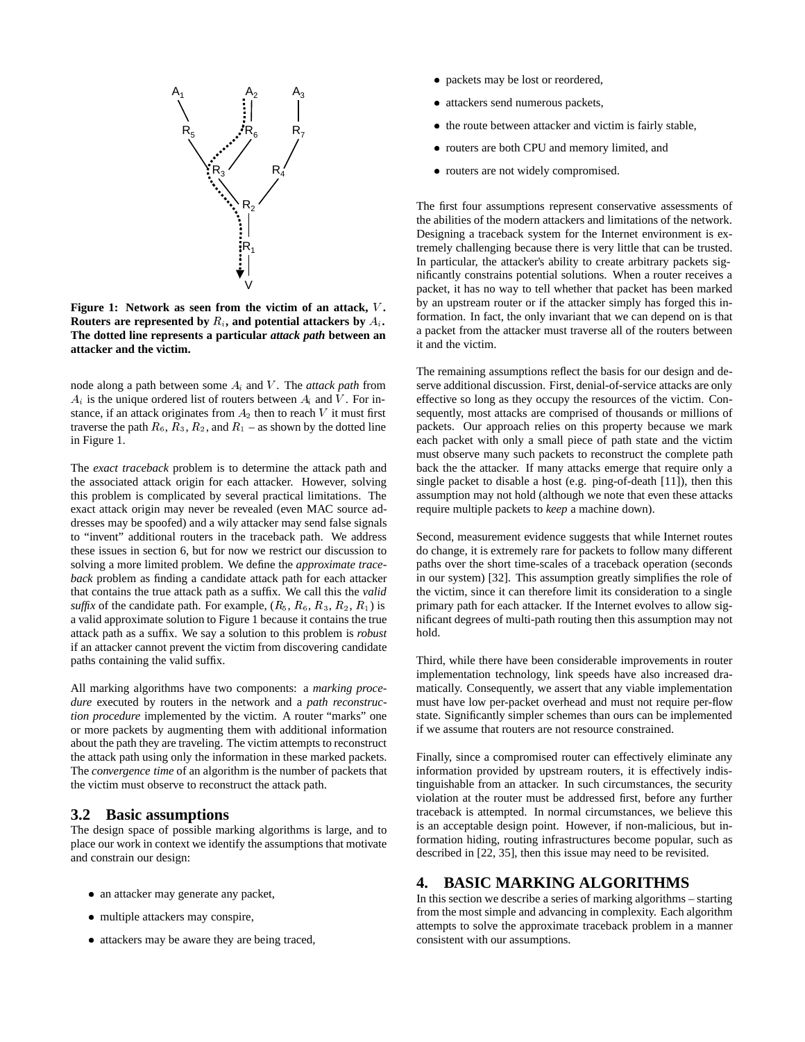A1 A2 A3

R5 R6 R7

R3 R4

R2

R1

V

**Figure 1: Network as seen from the victim of an attack, $V$. Routers are represented by $R_i$, and potential attackers by $A_i$. The dotted line represents a particular *attack path* between an attacker and the victim.**

node along a path between some $A_i$ and $V$. The *attack path* from $A_i$ is the unique ordered list of routers between $A_i$ and $V$. For instance, if an attack originates from $A_2$ then to reach $V$ it must first traverse the path $R_6$, $R_3$, $R_2$, and $R_1$ – as shown by the dotted line in Figure 1.

The *exact traceback* problem is to determine the attack path and the associated attack origin for each attacker. However, solving this problem is complicated by several practical limitations. The exact attack origin may never be revealed (even MAC source addresses may be spoofed) and a wily attacker may send false signals to "invent" additional routers in the traceback path. We address these issues in section 6, but for now we restrict our discussion to solving a more limited problem. We define the *approximate traceback* problem as finding a candidate attack path for each attacker that contains the true attack path as a suffix. We call this the *valid suffix* of the candidate path. For example, ($R_5$, $R_6$, $R_3$, $R_2$, $R_1$) is a valid approximate solution to Figure 1 because it contains the true attack path as a suffix. We say a solution to this problem is *robust* if an attacker cannot prevent the victim from discovering candidate paths containing the valid suffix.

All marking algorithms have two components: a *marking procedure* executed by routers in the network and a *path reconstruction procedure* implemented by the victim. A router "marks" one or more packets by augmenting them with additional information about the path they are traveling. The victim attempts to reconstruct the attack path using only the information in these marked packets. The *convergence time* of an algorithm is the number of packets that the victim must observe to reconstruct the attack path.

### 3.2 Basic assumptions

The design space of possible marking algorithms is large, and to place our work in context we identify the assumptions that motivate and constrain our design:

- an attacker may generate any packet,
- multiple attackers may conspire,
- attackers may be aware they are being traced,
- packets may be lost or reordered,
- attackers send numerous packets,
- the route between attacker and victim is fairly stable,
- routers are both CPU and memory limited, and
- routers are not widely compromised.

The first four assumptions represent conservative assessments of the abilities of the modern attackers and limitations of the network. Designing a traceback system for the Internet environment is extremely challenging because there is very little that can be trusted. In particular, the attacker's ability to create arbitrary packets significantly constrains potential solutions. When a router receives a packet, it has no way to tell whether that packet has been marked by an upstream router or if the attacker simply has forged this information. In fact, the only invariant that we can depend on is that a packet from the attacker must traverse all of the routers between it and the victim.

The remaining assumptions reflect the basis for our design and deserve additional discussion. First, denial-of-service attacks are only effective so long as they occupy the resources of the victim. Consequently, most attacks are comprised of thousands or millions of packets. Our approach relies on this property because we mark each packet with only a small piece of path state and the victim must observe many such packets to reconstruct the complete path back the the attacker. If many attacks emerge that require only a single packet to disable a host (e.g. ping-of-death [11]), then this assumption may not hold (although we note that even these attacks require multiple packets to *keep* a machine down).

Second, measurement evidence suggests that while Internet routes do change, it is extremely rare for packets to follow many different paths over the short time-scales of a traceback operation (seconds in our system) [32]. This assumption greatly simplifies the role of the victim, since it can therefore limit its consideration to a single primary path for each attacker. If the Internet evolves to allow significant degrees of multi-path routing then this assumption may not hold.

Third, while there have been considerable improvements in router implementation technology, link speeds have also increased dramatically. Consequently, we assert that any viable implementation must have low per-packet overhead and must not require per-flow state. Significantly simpler schemes than ours can be implemented if we assume that routers are not resource constrained.

Finally, since a compromised router can effectively eliminate any information provided by upstream routers, it is effectively indistinguishable from an attacker. In such circumstances, the security violation at the router must be addressed first, before any further traceback is attempted. In normal circumstances, we believe this is an acceptable design point. However, if non-malicious, but information hiding, routing infrastructures become popular, such as described in [22, 35], then this issue may need to be revisited.

## 4. BASIC MARKING ALGORITHMS

In this section we describe a series of marking algorithms – starting from the most simple and advancing in complexity. Each algorithm attempts to solve the approximate traceback problem in a manner consistent with our assumptions.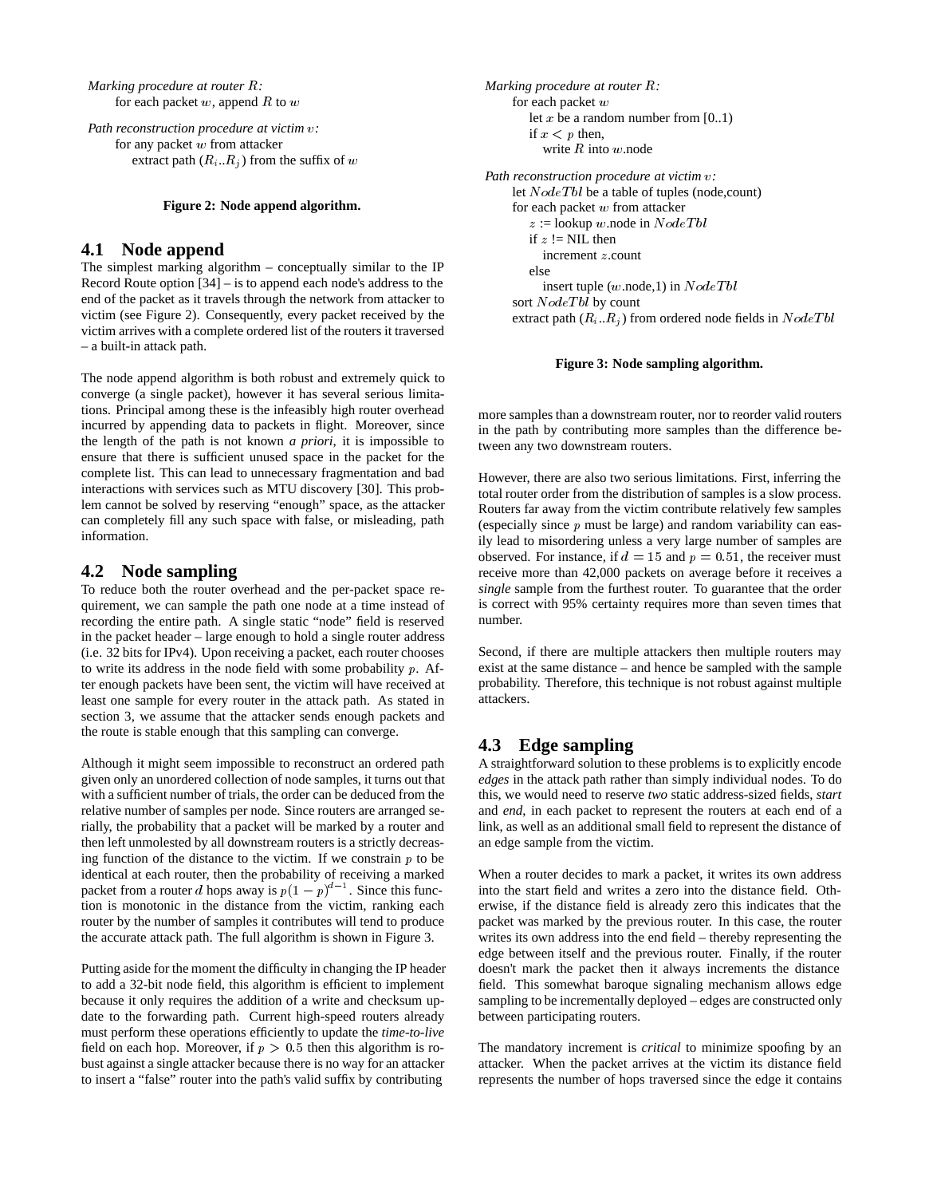*Marking procedure at router $R$:*
for each packet $w$, append $R$ to $w$

*Path reconstruction procedure at victim $v$:*
for any packet $w$ from attacker
extract path $(R_i..R_j)$ from the suffix of $w$

**Figure 2: Node append algorithm.**

## 4.1 Node append

The simplest marking algorithm – conceptually similar to the IP Record Route option [34] – is to append each node's address to the end of the packet as it travels through the network from attacker to victim (see Figure 2). Consequently, every packet received by the victim arrives with a complete ordered list of the routers it traversed – a built-in attack path.

The node append algorithm is both robust and extremely quick to converge (a single packet), however it has several serious limitations. Principal among these is the infeasibly high router overhead incurred by appending data to packets in flight. Moreover, since the length of the path is not known *a priori*, it is impossible to ensure that there is sufficient unused space in the packet for the complete list. This can lead to unnecessary fragmentation and bad interactions with services such as MTU discovery [30]. This problem cannot be solved by reserving "enough" space, as the attacker can completely fill any such space with false, or misleading, path information.

## 4.2 Node sampling

To reduce both the router overhead and the per-packet space requirement, we can sample the path one node at a time instead of recording the entire path. A single static "node" field is reserved in the packet header – large enough to hold a single router address (i.e. 32 bits for IPv4). Upon receiving a packet, each router chooses to write its address in the node field with some probability $p$. After enough packets have been sent, the victim will have received at least one sample for every router in the attack path. As stated in section 3, we assume that the attacker sends enough packets and the route is stable enough that this sampling can converge.

Although it might seem impossible to reconstruct an ordered path given only an unordered collection of node samples, it turns out that with a sufficient number of trials, the order can be deduced from the relative number of samples per node. Since routers are arranged serially, the probability that a packet will be marked by a router and then left unmolested by all downstream routers is a strictly decreasing function of the distance to the victim. If we constrain $p$ to be identical at each router, then the probability of receiving a marked packet from a router $d$ hops away is $p(1-p)^{d-1}$. Since this function is monotonic in the distance from the victim, ranking each router by the number of samples it contributes will tend to produce the accurate attack path. The full algorithm is shown in Figure 3.

Putting aside for the moment the difficulty in changing the IP header to add a 32-bit node field, this algorithm is efficient to implement because it only requires the addition of a write and checksum update to the forwarding path. Current high-speed routers already must perform these operations efficiently to update the *time-to-live* field on each hop. Moreover, if $p > 0.5$ then this algorithm is robust against a single attacker because there is no way for an attacker to insert a "false" router into the path's valid suffix by contributing more samples than a downstream router, nor to reorder valid routers in the path by contributing more samples than the difference between any two downstream routers.

*Marking procedure at router $R$:*
for each packet $w$
let $x$ be a random number from [0..1)
if $x < p$ then,
write $R$ into $w$.node

*Path reconstruction procedure at victim $v$:*
let $NodeTbl$ be a table of tuples (node,count)
for each packet $w$ from attacker
$z$ := lookup $w$.node in $NodeTbl$
if $z$ != NIL then
increment $z$.count
else
insert tuple ($w$.node,1) in $NodeTbl$
sort $NodeTbl$ by count
extract path $(R_i..R_j)$ from ordered node fields in $NodeTbl$

**Figure 3: Node sampling algorithm.**

However, there are also two serious limitations. First, inferring the total router order from the distribution of samples is a slow process. Routers far away from the victim contribute relatively few samples (especially since $p$ must be large) and random variability can easily lead to misordering unless a very large number of samples are observed. For instance, if $d = 15$ and $p = 0.51$, the receiver must receive more than 42,000 packets on average before it receives a *single* sample from the furthest router. To guarantee that the order is correct with 95% certainty requires more than seven times that number.

Second, if there are multiple attackers then multiple routers may exist at the same distance – and hence be sampled with the sample probability. Therefore, this technique is not robust against multiple attackers.

## 4.3 Edge sampling

A straightforward solution to these problems is to explicitly encode *edges* in the attack path rather than simply individual nodes. To do this, we would need to reserve *two* static address-sized fields, *start* and *end*, in each packet to represent the routers at each end of a link, as well as an additional small field to represent the distance of an edge sample from the victim.

When a router decides to mark a packet, it writes its own address into the start field and writes a zero into the distance field. Otherwise, if the distance field is already zero this indicates that the packet was marked by the previous router. In this case, the router writes its own address into the end field – thereby representing the edge between itself and the previous router. Finally, if the router doesn't mark the packet then it always increments the distance field. This somewhat baroque signaling mechanism allows edge sampling to be incrementally deployed – edges are constructed only between participating routers.

The mandatory increment is *critical* to minimize spoofing by an attacker. When the packet arrives at the victim its distance field represents the number of hops traversed since the edge it contains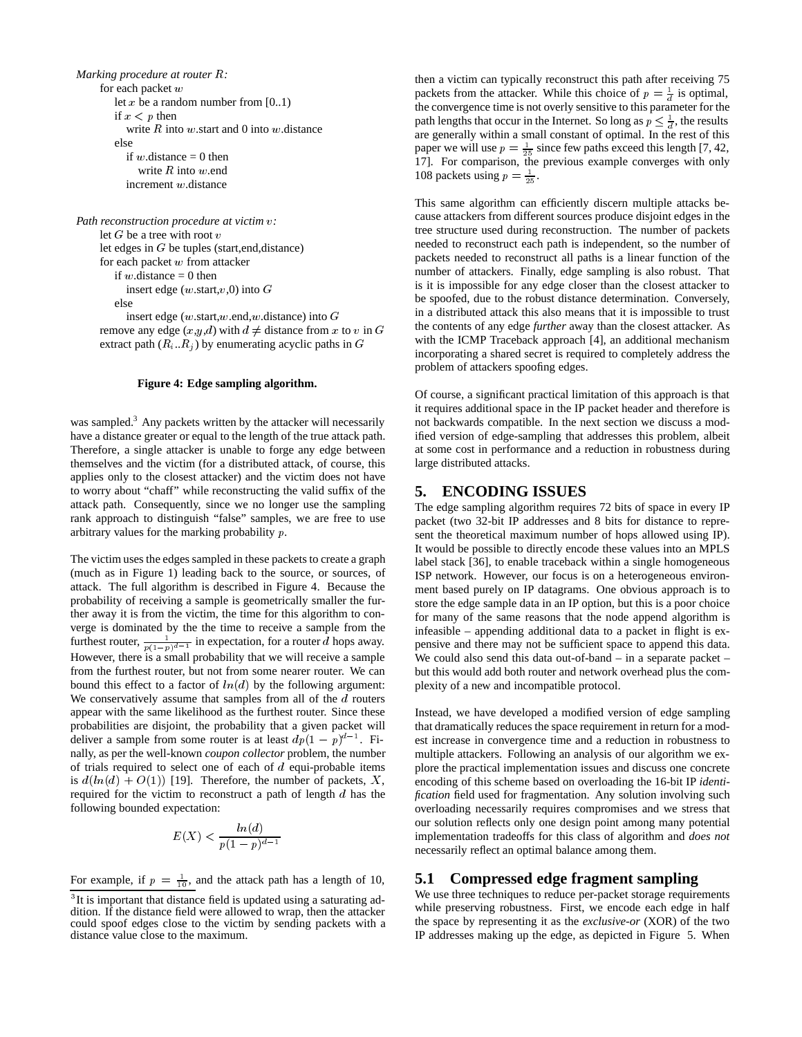*Marking procedure at router $R$:*

```
for each packet w
    let x be a random number from [0..1)
    if x < p then
        write R into w.start and 0 into w.distance
    else
        if w.distance = 0 then
            write R into w.end
        increment w.distance
```

*Path reconstruction procedure at victim $v$:*

```
let G be a tree with root v
let edges in G be tuples (start,end,distance)
for each packet w from attacker
    if w.distance = 0 then
        insert edge (w.start,v,0) into G
    else
        insert edge (w.start,w.end,w.distance) into G
remove any edge (x,y,d) with d ≠ distance from x to v in G
extract path (R_i..R_j) by enumerating acyclic paths in G
```

**Figure 4: Edge sampling algorithm.**

was sampled.[3] Any packets written by the attacker will necessarily have a distance greater or equal to the length of the true attack path. Therefore, a single attacker is unable to forge any edge between themselves and the victim (for a distributed attack, of course, this applies only to the closest attacker) and the victim does not have to worry about "chaff" while reconstructing the valid suffix of the attack path. Consequently, since we no longer use the sampling rank approach to distinguish "false" samples, we are free to use arbitrary values for the marking probability $p$.

The victim uses the edges sampled in these packets to create a graph (much as in Figure 1) leading back to the source, or sources, of attack. The full algorithm is described in Figure 4. Because the probability of receiving a sample is geometrically smaller the further away it is from the victim, the time for this algorithm to converge is dominated by the the time to receive a sample from the furthest router, $\frac{1}{p(1-p)^{d-1}}$ in expectation, for a router $d$ hops away. However, there is a small probability that we will receive a sample from the furthest router, but not from some nearer router. We can bound this effect to a factor of $ln(d)$ by the following argument: We conservatively assume that samples from all of the $d$ routers appear with the same likelihood as the furthest router. Since these probabilities are disjoint, the probability that a given packet will deliver a sample from some router is at least $dp(1-p)^{d-1}$. Finally, as per the well-known *coupon collector* problem, the number of trials required to select one of each of $d$ equi-probable items is $d(ln(d) + O(1))$ [19]. Therefore, the number of packets, $X$, required for the victim to reconstruct a path of length $d$ has the following bounded expectation:

$$E(X) < \frac{ln(d)}{p(1-p)^{d-1}}$$

For example, if $p = \frac{1}{10}$, and the attack path has a length of 10, then a victim can typically reconstruct this path after receiving 75 packets from the attacker. While this choice of $p = \frac{1}{d}$ is optimal, the convergence time is not overly sensitive to this parameter for the path lengths that occur in the Internet. So long as $p \leq \frac{1}{d}$, the results are generally within a small constant of optimal. In the rest of this paper we will use $p = \frac{1}{25}$ since few paths exceed this length [7, 42, 17]. For comparison, the previous example converges with only 108 packets using $p = \frac{1}{25}$.

This same algorithm can efficiently discern multiple attacks because attackers from different sources produce disjoint edges in the tree structure used during reconstruction. The number of packets needed to reconstruct each path is independent, so the number of packets needed to reconstruct all paths is a linear function of the number of attackers. Finally, edge sampling is also robust. That is it is impossible for any edge closer than the closest attacker to be spoofed, due to the robust distance determination. Conversely, in a distributed attack this also means that it is impossible to trust the contents of any edge *further* away than the closest attacker. As with the ICMP Traceback approach [4], an additional mechanism incorporating a shared secret is required to completely address the problem of attackers spoofing edges.

Of course, a significant practical limitation of this approach is that it requires additional space in the IP packet header and therefore is not backwards compatible. In the next section we discuss a modified version of edge-sampling that addresses this problem, albeit at some cost in performance and a reduction in robustness during large distributed attacks.

## 5. ENCODING ISSUES

The edge sampling algorithm requires 72 bits of space in every IP packet (two 32-bit IP addresses and 8 bits for distance to represent the theoretical maximum number of hops allowed using IP). It would be possible to directly encode these values into an MPLS label stack [36], to enable traceback within a single homogeneous ISP network. However, our focus is on a heterogeneous environment based purely on IP datagrams. One obvious approach is to store the edge sample data in an IP option, but this is a poor choice for many of the same reasons that the node append algorithm is infeasible – appending additional data to a packet in flight is expensive and there may not be sufficient space to append this data. We could also send this data out-of-band – in a separate packet – but this would add both router and network overhead plus the complexity of a new and incompatible protocol.

Instead, we have developed a modified version of edge sampling that dramatically reduces the space requirement in return for a modest increase in convergence time and a reduction in robustness to multiple attackers. Following an analysis of our algorithm we explore the practical implementation issues and discuss one concrete encoding of this scheme based on overloading the 16-bit IP *identification* field used for fragmentation. Any solution involving such overloading necessarily requires compromises and we stress that our solution reflects only one design point among many potential implementation tradeoffs for this class of algorithm and *does not* necessarily reflect an optimal balance among them.

### 5.1 Compressed edge fragment sampling

We use three techniques to reduce per-packet storage requirements while preserving robustness. First, we encode each edge in half the space by representing it as the *exclusive-or* (XOR) of the two IP addresses making up the edge, as depicted in Figure 5. When

[3] It is important that distance field is updated using a saturating addition. If the distance field were allowed to wrap, then the attacker could spoof edges close to the victim by sending packets with a distance value close to the maximum.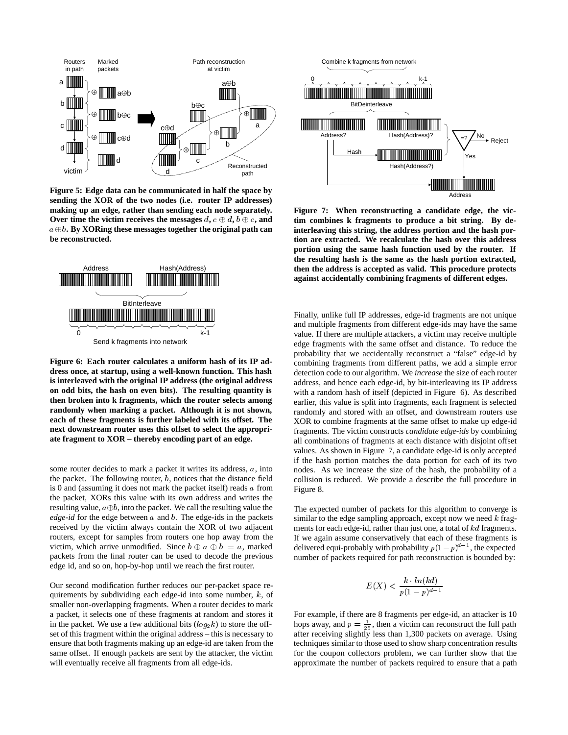Routers in path

Marked packets

Path reconstruction at victim

a

b

c

d

victim

a⊕b

b⊕c

c⊕d

d

Reconstructed path

**Figure 5: Edge data can be communicated in half the space by sending the XOR of the two nodes (i.e. router IP addresses) making up an edge, rather than sending each node separately. Over time the victim receives the messages $d$, $c \oplus d$, $b \oplus c$, and $a \oplus b$. By XORing these messages together the original path can be reconstructed.**

Address

Hash(Address)

BitInterleave

0

k-1

Send k fragments into network

**Figure 6: Each router calculates a uniform hash of its IP address once, at startup, using a well-known function. This hash is interleaved with the original IP address (the original address on odd bits, the hash on even bits). The resulting quantity is then broken into k fragments, which the router selects among randomly when marking a packet. Although it is not shown, each of these fragments is further labeled with its offset. The next downstream router uses this offset to select the appropriate fragment to XOR – thereby encoding part of an edge.**

some router decides to mark a packet it writes its address, $a$, into the packet. The following router, $b$, notices that the distance field is 0 and (assuming it does not mark the packet itself) reads $a$ from the packet, XORs this value with its own address and writes the resulting value, $a \oplus b$, into the packet. We call the resulting value the *edge-id* for the edge between $a$ and $b$. The edge-ids in the packets received by the victim always contain the XOR of two adjacent routers, except for samples from routers one hop away from the victim, which arrive unmodified. Since $b \oplus a \oplus b = a$, marked packets from the final router can be used to decode the previous edge id, and so on, hop-by-hop until we reach the first router.

Our second modification further reduces our per-packet space requirements by subdividing each edge-id into some number, $k$, of smaller non-overlapping fragments. When a router decides to mark a packet, it selects one of these fragments at random and stores it in the packet. We use a few additional bits ($log_2 k$) to store the offset of this fragment within the original address – this is necessary to ensure that both fragments making up an edge-id are taken from the same offset. If enough packets are sent by the attacker, the victim will eventually receive all fragments from all edge-ids.

Combine k fragments from network

0

k-1

BitDeinterleave

Address?

Hash(Address)?

Hash

Hash(Address?)

=?

No

Reject

Yes

Address

**Figure 7: When reconstructing a candidate edge, the victim combines k fragments to produce a bit string. By deinterleaving this string, the address portion and the hash portion are extracted. We recalculate the hash over this address portion using the same hash function used by the router. If the resulting hash is the same as the hash portion extracted, then the address is accepted as valid. This procedure protects against accidentally combining fragments of different edges.**

Finally, unlike full IP addresses, edge-id fragments are not unique and multiple fragments from different edge-ids may have the same value. If there are multiple attackers, a victim may receive multiple edge fragments with the same offset and distance. To reduce the probability that we accidentally reconstruct a "false" edge-id by combining fragments from different paths, we add a simple error detection code to our algorithm. We *increase* the size of each router address, and hence each edge-id, by bit-interleaving its IP address with a random hash of itself (depicted in Figure 6). As described earlier, this value is split into fragments, each fragment is selected randomly and stored with an offset, and downstream routers use XOR to combine fragments at the same offset to make up edge-id fragments. The victim constructs *candidate edge-ids* by combining all combinations of fragments at each distance with disjoint offset values. As shown in Figure 7, a candidate edge-id is only accepted if the hash portion matches the data portion for each of its two nodes. As we increase the size of the hash, the probability of a collision is reduced. We provide a describe the full procedure in Figure 8.

The expected number of packets for this algorithm to converge is similar to the edge sampling approach, except now we need $k$ fragments for each edge-id, rather than just one, a total of $kd$ fragments. If we again assume conservatively that each of these fragments is delivered equi-probably with probability $p(1-p)^{d-1}$, the expected number of packets required for path reconstruction is bounded by:

$$E(X) < \frac{k \cdot ln(kd)}{p(1-p)^{d-1}}$$

For example, if there are 8 fragments per edge-id, an attacker is 10 hops away, and $p = \frac{1}{25}$, then a victim can reconstruct the full path after receiving slightly less than 1,300 packets on average. Using techniques similar to those used to show sharp concentration results for the coupon collectors problem, we can further show that the approximate the number of packets required to ensure that a path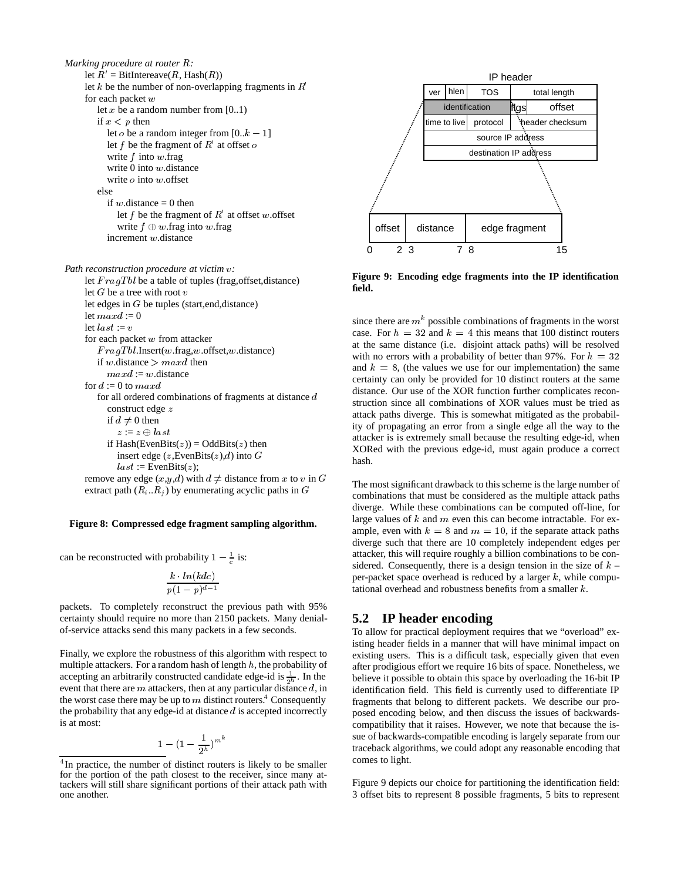*Marking procedure at router $R$:*

```
let R' = BitIntereave(R, Hash(R))
let k be the number of non-overlapping fragments in R'
for each packet w
    let x be a random number from [0..1)
    if x < p then
        let o be a random integer from [0..k − 1]
        let f be the fragment of R' at offset o
        write f into w.frag
        write 0 into w.distance
        write o into w.offset
    else
        if w.distance = 0 then
            let f be the fragment of R' at offset w.offset
            write f ⊕ w.frag into w.frag
        increment w.distance
```

*Path reconstruction procedure at victim $v$:*

```
let FragTbl be a table of tuples (frag,offset,distance)
let G be a tree with root v
let edges in G be tuples (start,end,distance)
let maxd := 0
let last := v
for each packet w from attacker
    FragTbl.Insert(w.frag,w.offset,w.distance)
    if w.distance > maxd then
        maxd := w.distance
for d := 0 to maxd
    for all ordered combinations of fragments at distance d
        construct edge z
        if d ≠ 0 then
            z := z ⊕ last
        if Hash(EvenBits(z)) = OddBits(z) then
            insert edge (z,EvenBits(z),d) into G
            last := EvenBits(z);
remove any edge (x,y,d) with d ≠ distance from x to v in G
extract path (R_i..R_j) by enumerating acyclic paths in G
```

**Figure 8: Compressed edge fragment sampling algorithm.**

can be reconstructed with probability $1 - \frac{1}{c}$ is:

$$\frac{k \cdot ln(kdc)}{p(1-p)^{d-1}}$$

packets. To completely reconstruct the previous path with 95% certainty should require no more than 2150 packets. Many denial-of-service attacks send this many packets in a few seconds.

Finally, we explore the robustness of this algorithm with respect to multiple attackers. For a random hash of length $h$, the probability of accepting an arbitrarily constructed candidate edge-id is $\frac{1}{2^h}$. In the event that there are $m$ attackers, then at any particular distance $d$, in the worst case there may be up to $m$ distinct routers.[4] Consequently the probability that any edge-id at distance $d$ is accepted incorrectly is at most:

$$1 - (1 - \frac{1}{2^h})^{m^k}$$

[4] In practice, the number of distinct routers is likely to be smaller for the portion of the path closest to the receiver, since many attackers will still share significant portions of their attack path with one another.

IP header

ver | hlen | TOS | total length
identification | flgs | offset
time to live | protocol | header checksum
source IP address
destination IP address

offset | distance | edge fragment
0 2 3 7 8 15

**Figure 9: Encoding edge fragments into the IP identification field.**

since there are $m^k$ possible combinations of fragments in the worst case. For $h = 32$ and $k = 4$ this means that 100 distinct routers at the same distance (i.e. disjoint attack paths) will be resolved with no errors with a probability of better than 97%. For $h = 32$ and $k = 8$, (the values we use for our implementation) the same certainty can only be provided for 10 distinct routers at the same distance. Our use of the XOR function further complicates reconstruction since all combinations of XOR values must be tried as attack paths diverge. This is somewhat mitigated as the probability of propagating an error from a single edge all the way to the attacker is is extremely small because the resulting edge-id, when XORed with the previous edge-id, must again produce a correct hash.

The most significant drawback to this scheme is the large number of combinations that must be considered as the multiple attack paths diverge. While these combinations can be computed off-line, for large values of $k$ and $m$ even this can become intractable. For example, even with $k = 8$ and $m = 10$, if the separate attack paths diverge such that there are 10 completely independent edges per attacker, this will require roughly a billion combinations to be considered. Consequently, there is a design tension in the size of $k$ – per-packet space overhead is reduced by a larger $k$, while computational overhead and robustness benefits from a smaller $k$.

## 5.2 IP header encoding

To allow for practical deployment requires that we "overload" existing header fields in a manner that will have minimal impact on existing users. This is a difficult task, especially given that even after prodigious effort we require 16 bits of space. Nonetheless, we believe it possible to obtain this space by overloading the 16-bit IP identification field. This field is currently used to differentiate IP fragments that belong to different packets. We describe our proposed encoding below, and then discuss the issues of backwards-compatibility that it raises. However, we note that because the issue of backwards-compatible encoding is largely separate from our traceback algorithms, we could adopt any reasonable encoding that comes to light.

Figure 9 depicts our choice for partitioning the identification field: 3 offset bits to represent 8 possible fragments, 5 bits to represent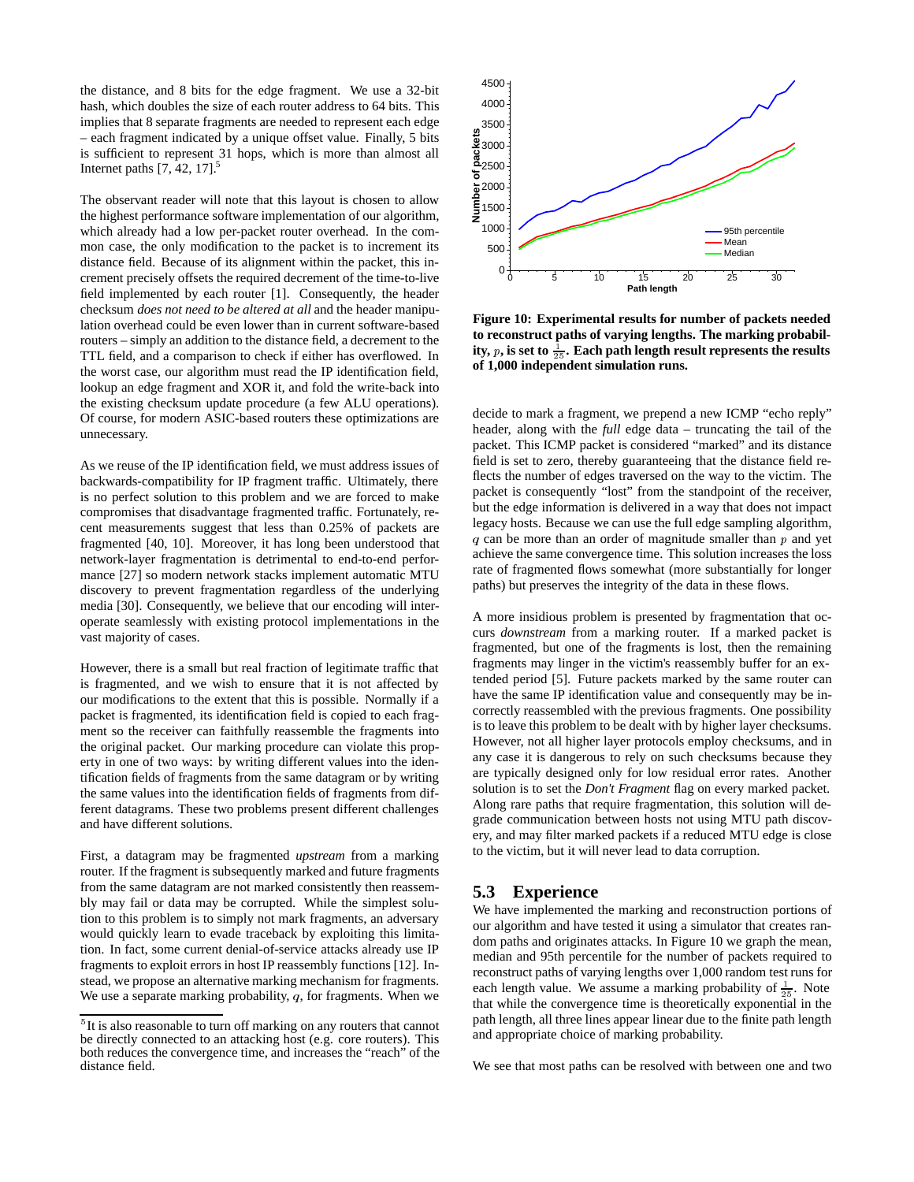the distance, and 8 bits for the edge fragment. We use a 32-bit hash, which doubles the size of each router address to 64 bits. This implies that 8 separate fragments are needed to represent each edge – each fragment indicated by a unique offset value. Finally, 5 bits is sufficient to represent 31 hops, which is more than almost all Internet paths [7, 42, 17].[5]

The observant reader will note that this layout is chosen to allow the highest performance software implementation of our algorithm, which already had a low per-packet router overhead. In the common case, the only modification to the packet is to increment its distance field. Because of its alignment within the packet, this increment precisely offsets the required decrement of the time-to-live field implemented by each router [1]. Consequently, the header checksum *does not need to be altered at all* and the header manipulation overhead could be even lower than in current software-based routers – simply an addition to the distance field, a decrement to the TTL field, and a comparison to check if either has overflowed. In the worst case, our algorithm must read the IP identification field, lookup an edge fragment and XOR it, and fold the write-back into the existing checksum update procedure (a few ALU operations). Of course, for modern ASIC-based routers these optimizations are unnecessary.

As we reuse of the IP identification field, we must address issues of backwards-compatibility for IP fragment traffic. Ultimately, there is no perfect solution to this problem and we are forced to make compromises that disadvantage fragmented traffic. Fortunately, recent measurements suggest that less than 0.25% of packets are fragmented [40, 10]. Moreover, it has long been understood that network-layer fragmentation is detrimental to end-to-end performance [27] so modern network stacks implement automatic MTU discovery to prevent fragmentation regardless of the underlying media [30]. Consequently, we believe that our encoding will interoperate seamlessly with existing protocol implementations in the vast majority of cases.

However, there is a small but real fraction of legitimate traffic that is fragmented, and we wish to ensure that it is not affected by our modifications to the extent that this is possible. Normally if a packet is fragmented, its identification field is copied to each fragment so the receiver can faithfully reassemble the fragments into the original packet. Our marking procedure can violate this property in one of two ways: by writing different values into the identification fields of fragments from the same datagram or by writing the same values into the identification fields of fragments from different datagrams. These two problems present different challenges and have different solutions.

First, a datagram may be fragmented *upstream* from a marking router. If the fragment is subsequently marked and future fragments from the same datagram are not marked consistently then reassembly may fail or data may be corrupted. While the simplest solution to this problem is to simply not mark fragments, an adversary would quickly learn to evade traceback by exploiting this limitation. In fact, some current denial-of-service attacks already use IP fragments to exploit errors in host IP reassembly functions [12]. Instead, we propose an alternative marking mechanism for fragments. We use a separate marking probability, $q$, for fragments. When we decide to mark a fragment, we prepend a new ICMP "echo reply" header, along with the *full* edge data – truncating the tail of the packet. This ICMP packet is considered "marked" and its distance field is set to zero, thereby guaranteeing that the distance field reflects the number of edges traversed on the way to the victim. The packet is consequently "lost" from the standpoint of the receiver, but the edge information is delivered in a way that does not impact legacy hosts. Because we can use the full edge sampling algorithm, $q$ can be more than an order of magnitude smaller than $p$ and yet achieve the same convergence time. This solution increases the loss rate of fragmented flows somewhat (more substantially for longer paths) but preserves the integrity of the data in these flows.

[5] It is also reasonable to turn off marking on any routers that cannot be directly connected to an attacking host (e.g. core routers). This both reduces the convergence time, and increases the "reach" of the distance field.

4500
4000
3500
3000
2500
2000
1500
1000
500
0
Number of packets
0
5
10
15
20
25
30
Path length
95th percentile
Mean
Median

**Figure 10: Experimental results for number of packets needed to reconstruct paths of varying lengths. The marking probability, $p$, is set to $\frac{1}{25}$. Each path length result represents the results of 1,000 independent simulation runs.**

A more insidious problem is presented by fragmentation that occurs *downstream* from a marking router. If a marked packet is fragmented, but one of the fragments is lost, then the remaining fragments may linger in the victim's reassembly buffer for an extended period [5]. Future packets marked by the same router can have the same IP identification value and consequently may be incorrectly reassembled with the previous fragments. One possibility is to leave this problem to be dealt with by higher layer checksums. However, not all higher layer protocols employ checksums, and in any case it is dangerous to rely on such checksums because they are typically designed only for low residual error rates. Another solution is to set the *Don't Fragment* flag on every marked packet. Along rare paths that require fragmentation, this solution will degrade communication between hosts not using MTU path discovery, and may filter marked packets if a reduced MTU edge is close to the victim, but it will never lead to data corruption.

## 5.3 Experience

We have implemented the marking and reconstruction portions of our algorithm and have tested it using a simulator that creates random paths and originates attacks. In Figure 10 we graph the mean, median and 95th percentile for the number of packets required to reconstruct paths of varying lengths over 1,000 random test runs for each length value. We assume a marking probability of $\frac{1}{25}$. Note that while the convergence time is theoretically exponential in the path length, all three lines appear linear due to the finite path length and appropriate choice of marking probability.

We see that most paths can be resolved with between one and two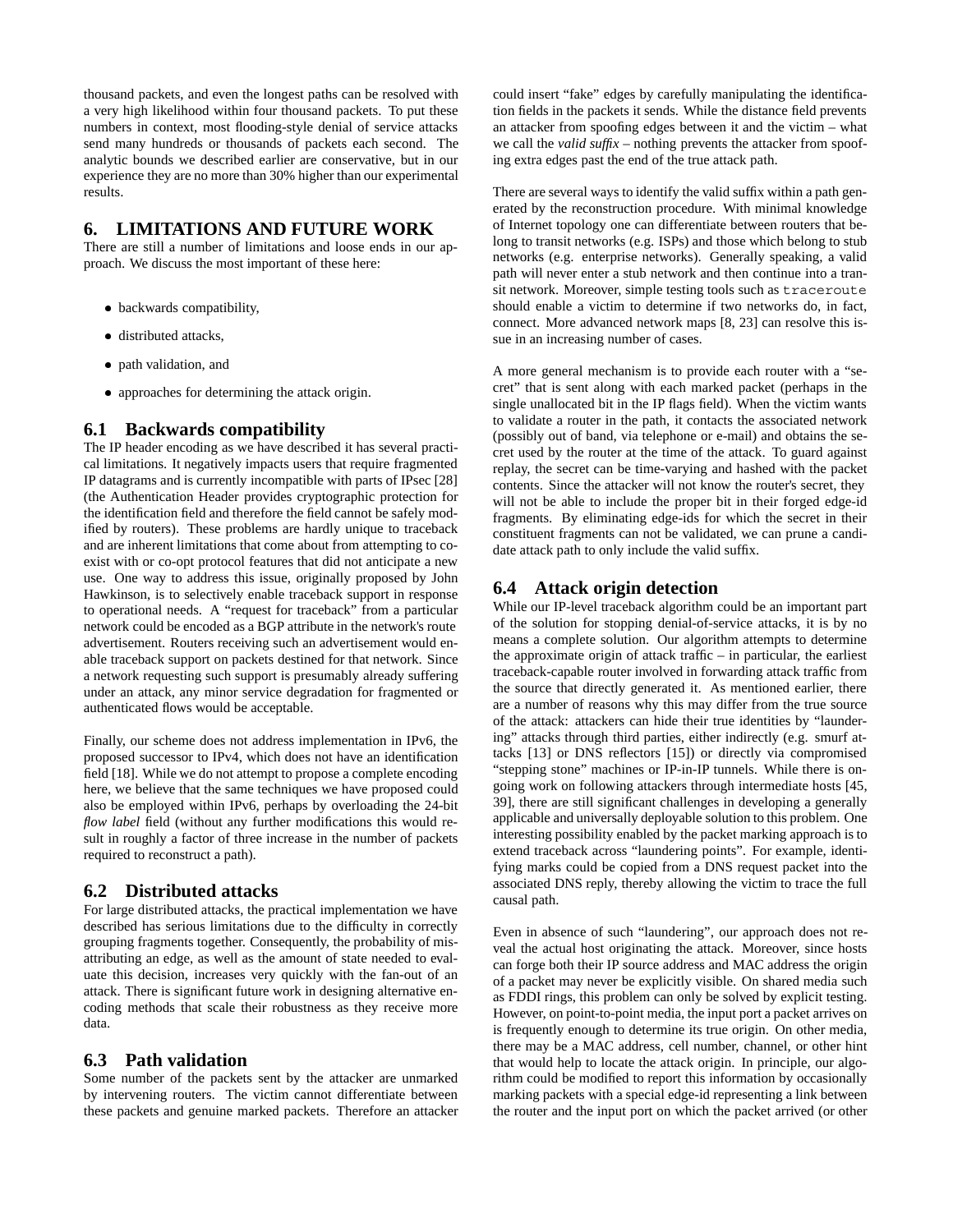thousand packets, and even the longest paths can be resolved with a very high likelihood within four thousand packets. To put these numbers in context, most flooding-style denial of service attacks send many hundreds or thousands of packets each second. The analytic bounds we described earlier are conservative, but in our experience they are no more than 30% higher than our experimental results.

## 6. LIMITATIONS AND FUTURE WORK

There are still a number of limitations and loose ends in our approach. We discuss the most important of these here:

- backwards compatibility,
- distributed attacks,
- path validation, and
- approaches for determining the attack origin.

### 6.1 Backwards compatibility

The IP header encoding as we have described it has several practical limitations. It negatively impacts users that require fragmented IP datagrams and is currently incompatible with parts of IPsec [28] (the Authentication Header provides cryptographic protection for the identification field and therefore the field cannot be safely modified by routers). These problems are hardly unique to traceback and are inherent limitations that come about from attempting to co-exist with or co-opt protocol features that did not anticipate a new use. One way to address this issue, originally proposed by John Hawkinson, is to selectively enable traceback support in response to operational needs. A "request for traceback" from a particular network could be encoded as a BGP attribute in the network's route advertisement. Routers receiving such an advertisement would enable traceback support on packets destined for that network. Since a network requesting such support is presumably already suffering under an attack, any minor service degradation for fragmented or authenticated flows would be acceptable.

Finally, our scheme does not address implementation in IPv6, the proposed successor to IPv4, which does not have an identification field [18]. While we do not attempt to propose a complete encoding here, we believe that the same techniques we have proposed could also be employed within IPv6, perhaps by overloading the 24-bit *flow label* field (without any further modifications this would result in roughly a factor of three increase in the number of packets required to reconstruct a path).

### 6.2 Distributed attacks

For large distributed attacks, the practical implementation we have described has serious limitations due to the difficulty in correctly grouping fragments together. Consequently, the probability of misattributing an edge, as well as the amount of state needed to evaluate this decision, increases very quickly with the fan-out of an attack. There is significant future work in designing alternative encoding methods that scale their robustness as they receive more data.

### 6.3 Path validation

Some number of the packets sent by the attacker are unmarked by intervening routers. The victim cannot differentiate between these packets and genuine marked packets. Therefore an attacker could insert "fake" edges by carefully manipulating the identification fields in the packets it sends. While the distance field prevents an attacker from spoofing edges between it and the victim – what we call the *valid suffix* – nothing prevents the attacker from spoofing extra edges past the end of the true attack path.

There are several ways to identify the valid suffix within a path generated by the reconstruction procedure. With minimal knowledge of Internet topology one can differentiate between routers that belong to transit networks (e.g. ISPs) and those which belong to stub networks (e.g. enterprise networks). Generally speaking, a valid path will never enter a stub network and then continue into a transit network. Moreover, simple testing tools such as `traceroute` should enable a victim to determine if two networks do, in fact, connect. More advanced network maps [8, 23] can resolve this issue in an increasing number of cases.

A more general mechanism is to provide each router with a "secret" that is sent along with each marked packet (perhaps in the single unallocated bit in the IP flags field). When the victim wants to validate a router in the path, it contacts the associated network (possibly out of band, via telephone or e-mail) and obtains the secret used by the router at the time of the attack. To guard against replay, the secret can be time-varying and hashed with the packet contents. Since the attacker will not know the router's secret, they will not be able to include the proper bit in their forged edge-id fragments. By eliminating edge-ids for which the secret in their constituent fragments can not be validated, we can prune a candidate attack path to only include the valid suffix.

### 6.4 Attack origin detection

While our IP-level traceback algorithm could be an important part of the solution for stopping denial-of-service attacks, it is by no means a complete solution. Our algorithm attempts to determine the approximate origin of attack traffic – in particular, the earliest traceback-capable router involved in forwarding attack traffic from the source that directly generated it. As mentioned earlier, there are a number of reasons why this may differ from the true source of the attack: attackers can hide their true identities by "laundering" attacks through third parties, either indirectly (e.g. smurf attacks [13] or DNS reflectors [15]) or directly via compromised "stepping stone" machines or IP-in-IP tunnels. While there is ongoing work on following attackers through intermediate hosts [45, 39], there are still significant challenges in developing a generally applicable and universally deployable solution to this problem. One interesting possibility enabled by the packet marking approach is to extend traceback across "laundering points". For example, identifying marks could be copied from a DNS request packet into the associated DNS reply, thereby allowing the victim to trace the full causal path.

Even in absence of such "laundering", our approach does not reveal the actual host originating the attack. Moreover, since hosts can forge both their IP source address and MAC address the origin of a packet may never be explicitly visible. On shared media such as FDDI rings, this problem can only be solved by explicit testing. However, on point-to-point media, the input port a packet arrives on is frequently enough to determine its true origin. On other media, there may be a MAC address, cell number, channel, or other hint that would help to locate the attack origin. In principle, our algorithm could be modified to report this information by occasionally marking packets with a special edge-id representing a link between the router and the input port on which the packet arrived (or other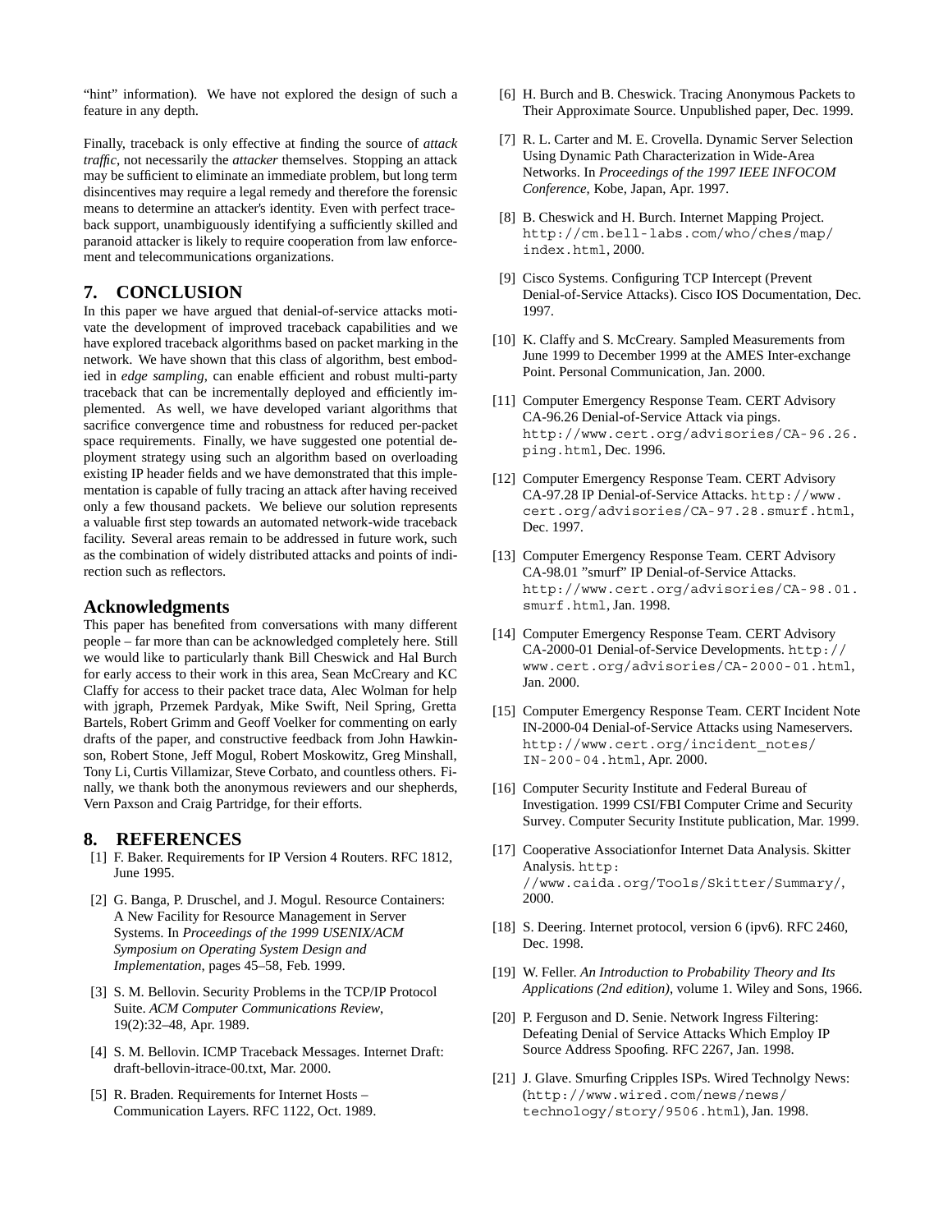"hint" information). We have not explored the design of such a feature in any depth.

Finally, traceback is only effective at finding the source of *attack traffic*, not necessarily the *attacker* themselves. Stopping an attack may be sufficient to eliminate an immediate problem, but long term disincentives may require a legal remedy and therefore the forensic means to determine an attacker's identity. Even with perfect traceback support, unambiguously identifying a sufficiently skilled and paranoid attacker is likely to require cooperation from law enforcement and telecommunications organizations.

# 7. CONCLUSION

In this paper we have argued that denial-of-service attacks motivate the development of improved traceback capabilities and we have explored traceback algorithms based on packet marking in the network. We have shown that this class of algorithm, best embodied in *edge sampling*, can enable efficient and robust multi-party traceback that can be incrementally deployed and efficiently implemented. As well, we have developed variant algorithms that sacrifice convergence time and robustness for reduced per-packet space requirements. Finally, we have suggested one potential deployment strategy using such an algorithm based on overloading existing IP header fields and we have demonstrated that this implementation is capable of fully tracing an attack after having received only a few thousand packets. We believe our solution represents a valuable first step towards an automated network-wide traceback facility. Several areas remain to be addressed in future work, such as the combination of widely distributed attacks and points of indirection such as reflectors.

## Acknowledgments

This paper has benefited from conversations with many different people – far more than can be acknowledged completely here. Still we would like to particularly thank Bill Cheswick and Hal Burch for early access to their work in this area, Sean McCreary and KC Claffy for access to their packet trace data, Alec Wolman for help with jgraph, Przemek Pardyak, Mike Swift, Neil Spring, Gretta Bartels, Robert Grimm and Geoff Voelker for commenting on early drafts of the paper, and constructive feedback from John Hawkinson, Robert Stone, Jeff Mogul, Robert Moskowitz, Greg Minshall, Tony Li, Curtis Villamizar, Steve Corbato, and countless others. Finally, we thank both the anonymous reviewers and our shepherds, Vern Paxson and Craig Partridge, for their efforts.

# 8. REFERENCES

[1] F. Baker. Requirements for IP Version 4 Routers. RFC 1812, June 1995.

[2] G. Banga, P. Druschel, and J. Mogul. Resource Containers: A New Facility for Resource Management in Server Systems. In *Proceedings of the 1999 USENIX/ACM Symposium on Operating System Design and Implementation*, pages 45–58, Feb. 1999.

[3] S. M. Bellovin. Security Problems in the TCP/IP Protocol Suite. *ACM Computer Communications Review*, 19(2):32–48, Apr. 1989.

[4] S. M. Bellovin. ICMP Traceback Messages. Internet Draft: draft-bellovin-itrace-00.txt, Mar. 2000.

[5] R. Braden. Requirements for Internet Hosts – Communication Layers. RFC 1122, Oct. 1989.

[6] H. Burch and B. Cheswick. Tracing Anonymous Packets to Their Approximate Source. Unpublished paper, Dec. 1999.

[7] R. L. Carter and M. E. Crovella. Dynamic Server Selection Using Dynamic Path Characterization in Wide-Area Networks. In *Proceedings of the 1997 IEEE INFOCOM Conference*, Kobe, Japan, Apr. 1997.

[8] B. Cheswick and H. Burch. Internet Mapping Project. `http://cm.bell-labs.com/who/ches/map/index.html`, 2000.

[9] Cisco Systems. Configuring TCP Intercept (Prevent Denial-of-Service Attacks). Cisco IOS Documentation, Dec. 1997.

[10] K. Claffy and S. McCreary. Sampled Measurements from June 1999 to December 1999 at the AMES Inter-exchange Point. Personal Communication, Jan. 2000.

[11] Computer Emergency Response Team. CERT Advisory CA-96.26 Denial-of-Service Attack via pings. `http://www.cert.org/advisories/CA-96.26.ping.html`, Dec. 1996.

[12] Computer Emergency Response Team. CERT Advisory CA-97.28 IP Denial-of-Service Attacks. `http://www.cert.org/advisories/CA-97.28.smurf.html`, Dec. 1997.

[13] Computer Emergency Response Team. CERT Advisory CA-98.01 "smurf" IP Denial-of-Service Attacks. `http://www.cert.org/advisories/CA-98.01.smurf.html`, Jan. 1998.

[14] Computer Emergency Response Team. CERT Advisory CA-2000-01 Denial-of-Service Developments. `http://www.cert.org/advisories/CA-2000-01.html`, Jan. 2000.

[15] Computer Emergency Response Team. CERT Incident Note IN-2000-04 Denial-of-Service Attacks using Nameservers. `http://www.cert.org/incident_notes/IN-200-04.html`, Apr. 2000.

[16] Computer Security Institute and Federal Bureau of Investigation. 1999 CSI/FBI Computer Crime and Security Survey. Computer Security Institute publication, Mar. 1999.

[17] Cooperative Associationfor Internet Data Analysis. Skitter Analysis. `http://www.caida.org/Tools/Skitter/Summary/`, 2000.

[18] S. Deering. Internet protocol, version 6 (ipv6). RFC 2460, Dec. 1998.

[19] W. Feller. *An Introduction to Probability Theory and Its Applications (2nd edition)*, volume 1. Wiley and Sons, 1966.

[20] P. Ferguson and D. Senie. Network Ingress Filtering: Defeating Denial of Service Attacks Which Employ IP Source Address Spoofing. RFC 2267, Jan. 1998.

[21] J. Glave. Smurfing Cripples ISPs. Wired Technolgy News: (`http://www.wired.com/news/news/technology/story/9506.html`), Jan. 1998.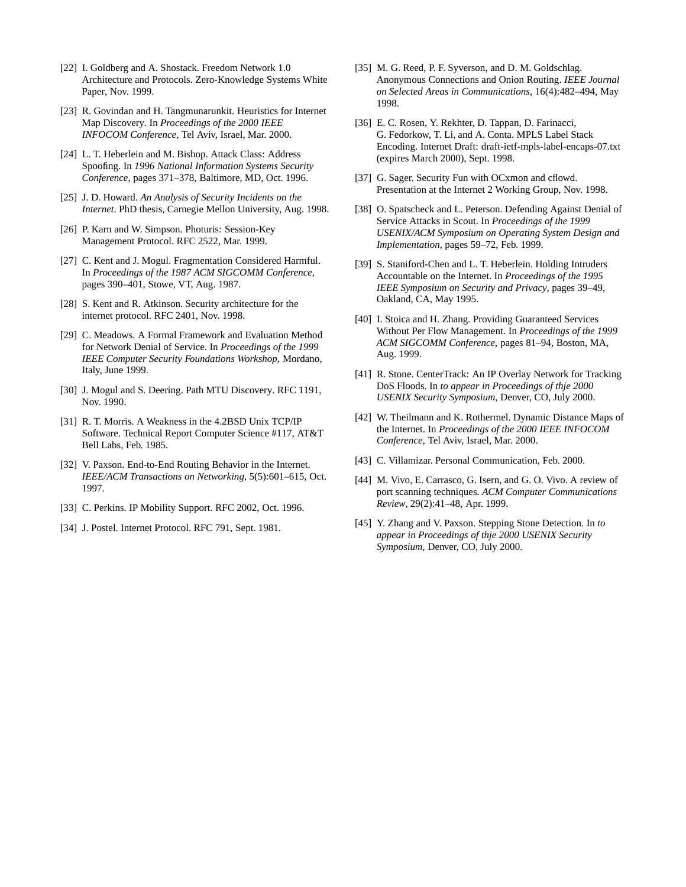[22] I. Goldberg and A. Shostack. Freedom Network 1.0 Architecture and Protocols. Zero-Knowledge Systems White Paper, Nov. 1999.

[23] R. Govindan and H. Tangmunarunkit. Heuristics for Internet Map Discovery. In *Proceedings of the 2000 IEEE INFOCOM Conference*, Tel Aviv, Israel, Mar. 2000.

[24] L. T. Heberlein and M. Bishop. Attack Class: Address Spoofing. In *1996 National Information Systems Security Conference*, pages 371–378, Baltimore, MD, Oct. 1996.

[25] J. D. Howard. *An Analysis of Security Incidents on the Internet*. PhD thesis, Carnegie Mellon University, Aug. 1998.

[26] P. Karn and W. Simpson. Photuris: Session-Key Management Protocol. RFC 2522, Mar. 1999.

[27] C. Kent and J. Mogul. Fragmentation Considered Harmful. In *Proceedings of the 1987 ACM SIGCOMM Conference*, pages 390–401, Stowe, VT, Aug. 1987.

[28] S. Kent and R. Atkinson. Security architecture for the internet protocol. RFC 2401, Nov. 1998.

[29] C. Meadows. A Formal Framework and Evaluation Method for Network Denial of Service. In *Proceedings of the 1999 IEEE Computer Security Foundations Workshop*, Mordano, Italy, June 1999.

[30] J. Mogul and S. Deering. Path MTU Discovery. RFC 1191, Nov. 1990.

[31] R. T. Morris. A Weakness in the 4.2BSD Unix TCP/IP Software. Technical Report Computer Science #117, AT&T Bell Labs, Feb. 1985.

[32] V. Paxson. End-to-End Routing Behavior in the Internet. *IEEE/ACM Transactions on Networking*, 5(5):601–615, Oct. 1997.

[33] C. Perkins. IP Mobility Support. RFC 2002, Oct. 1996.

[34] J. Postel. Internet Protocol. RFC 791, Sept. 1981.

[35] M. G. Reed, P. F. Syverson, and D. M. Goldschlag. Anonymous Connections and Onion Routing. *IEEE Journal on Selected Areas in Communications*, 16(4):482–494, May 1998.

[36] E. C. Rosen, Y. Rekhter, D. Tappan, D. Farinacci, G. Fedorkow, T. Li, and A. Conta. MPLS Label Stack Encoding. Internet Draft: draft-ietf-mpls-label-encaps-07.txt (expires March 2000), Sept. 1998.

[37] G. Sager. Security Fun with OCxmon and cflowd. Presentation at the Internet 2 Working Group, Nov. 1998.

[38] O. Spatscheck and L. Peterson. Defending Against Denial of Service Attacks in Scout. In *Proceedings of the 1999 USENIX/ACM Symposium on Operating System Design and Implementation*, pages 59–72, Feb. 1999.

[39] S. Staniford-Chen and L. T. Heberlein. Holding Intruders Accountable on the Internet. In *Proceedings of the 1995 IEEE Symposium on Security and Privacy*, pages 39–49, Oakland, CA, May 1995.

[40] I. Stoica and H. Zhang. Providing Guaranteed Services Without Per Flow Management. In *Proceedings of the 1999 ACM SIGCOMM Conference*, pages 81–94, Boston, MA, Aug. 1999.

[41] R. Stone. CenterTrack: An IP Overlay Network for Tracking DoS Floods. In *to appear in Proceedings of thje 2000 USENIX Security Symposium*, Denver, CO, July 2000.

[42] W. Theilmann and K. Rothermel. Dynamic Distance Maps of the Internet. In *Proceedings of the 2000 IEEE INFOCOM Conference*, Tel Aviv, Israel, Mar. 2000.

[43] C. Villamizar. Personal Communication, Feb. 2000.

[44] M. Vivo, E. Carrasco, G. Isern, and G. O. Vivo. A review of port scanning techniques. *ACM Computer Communications Review*, 29(2):41–48, Apr. 1999.

[45] Y. Zhang and V. Paxson. Stepping Stone Detection. In *to appear in Proceedings of thje 2000 USENIX Security Symposium*, Denver, CO, July 2000.